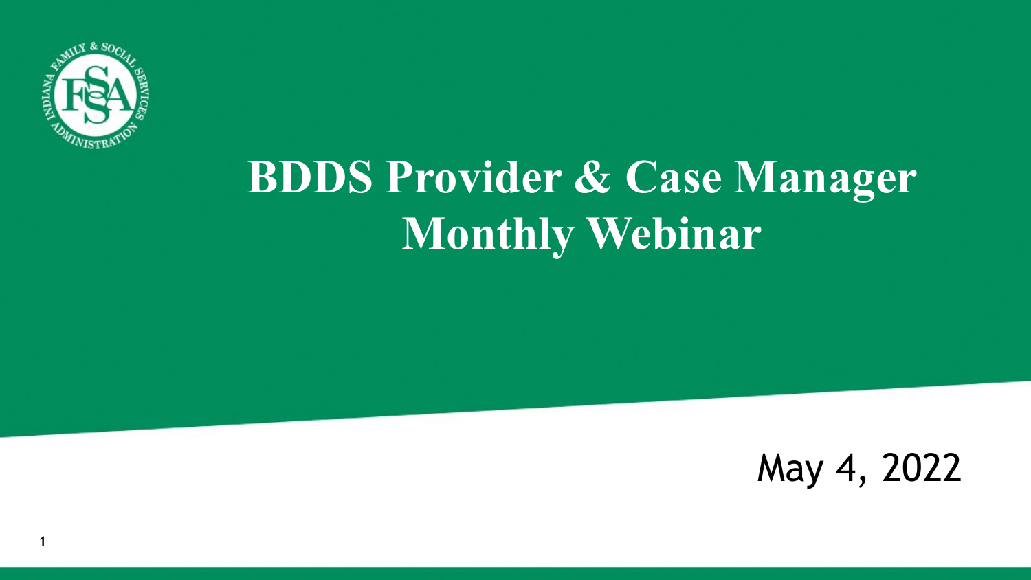# BDDS Provider & Case Manager Monthly Webinar

May 4, 2022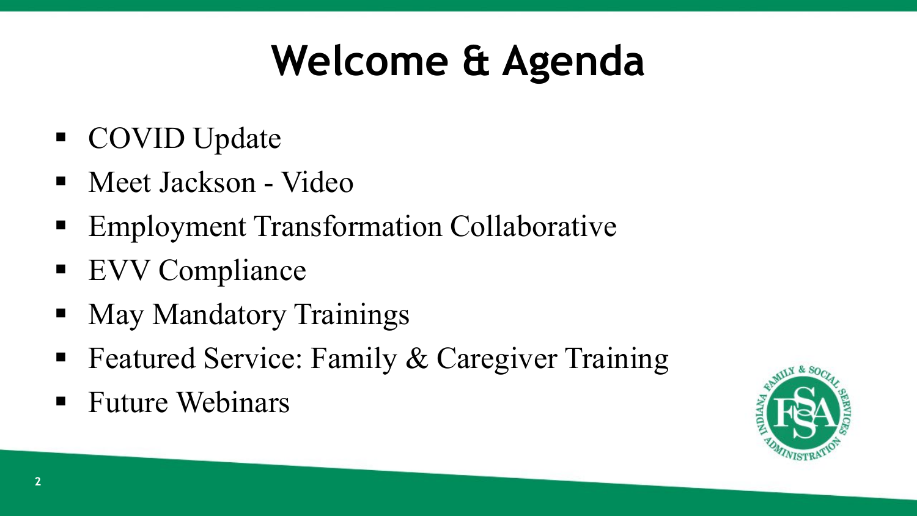# Welcome & Agenda

- COVID Update
- Meet Jackson - Video
- Employment Transformation Collaborative
- EVV Compliance
- May Mandatory Trainings
- Featured Service: Family & Caregiver Training
- Future Webinars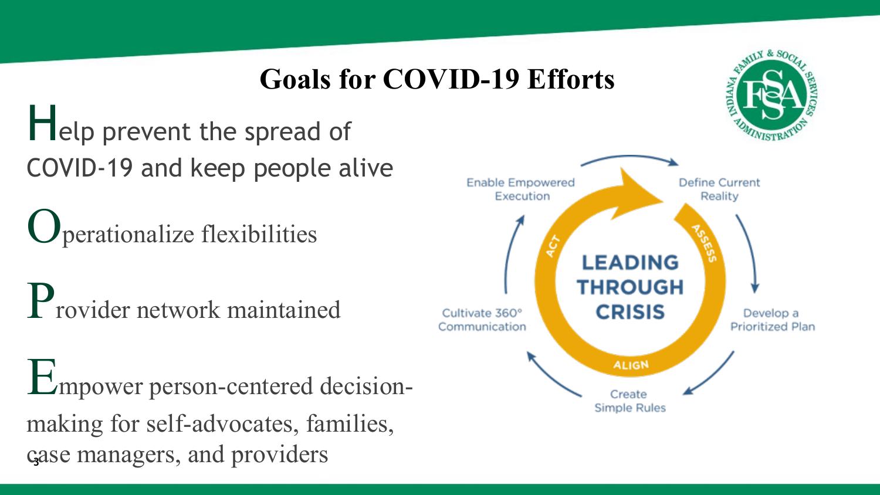# Goals for COVID-19 Efforts

**H**elp prevent the spread of COVID-19 and keep people alive

**O**perationalize flexibilities

**P**rovider network maintained

**E**mpower person-centered decision-making for self-advocates, families, case managers, and providers

LEADING THROUGH CRISIS

- ASSESS: Define Current Reality; Develop a Prioritized Plan
- ALIGN: Create Simple Rules; Cultivate 360° Communication
- ACT: Enable Empowered Execution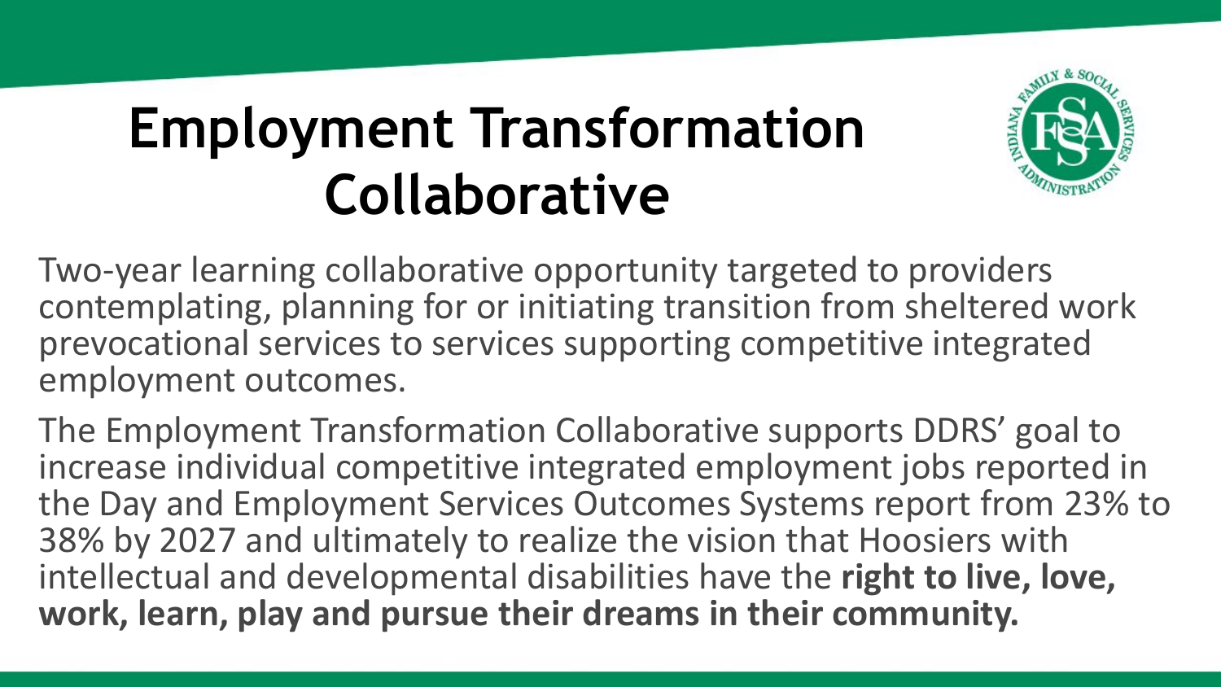# Employment Transformation Collaborative

Two-year learning collaborative opportunity targeted to providers contemplating, planning for or initiating transition from sheltered work prevocational services to services supporting competitive integrated employment outcomes.

The Employment Transformation Collaborative supports DDRS' goal to increase individual competitive integrated employment jobs reported in the Day and Employment Services Outcomes Systems report from 23% to 38% by 2027 and ultimately to realize the vision that Hoosiers with intellectual and developmental disabilities have the **right to live, love, work, learn, play and pursue their dreams in their community.**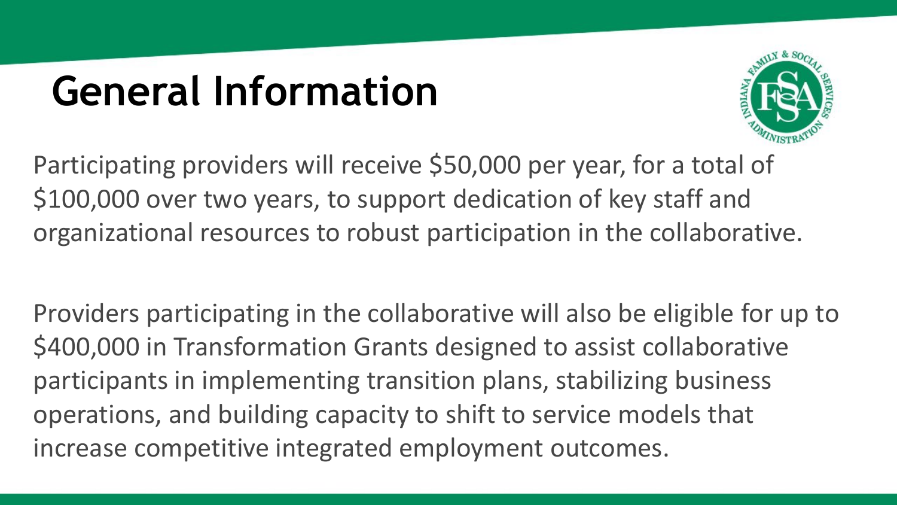# General Information

Participating providers will receive $50,000 per year, for a total of $100,000 over two years, to support dedication of key staff and organizational resources to robust participation in the collaborative.

Providers participating in the collaborative will also be eligible for up to $400,000 in Transformation Grants designed to assist collaborative participants in implementing transition plans, stabilizing business operations, and building capacity to shift to service models that increase competitive integrated employment outcomes.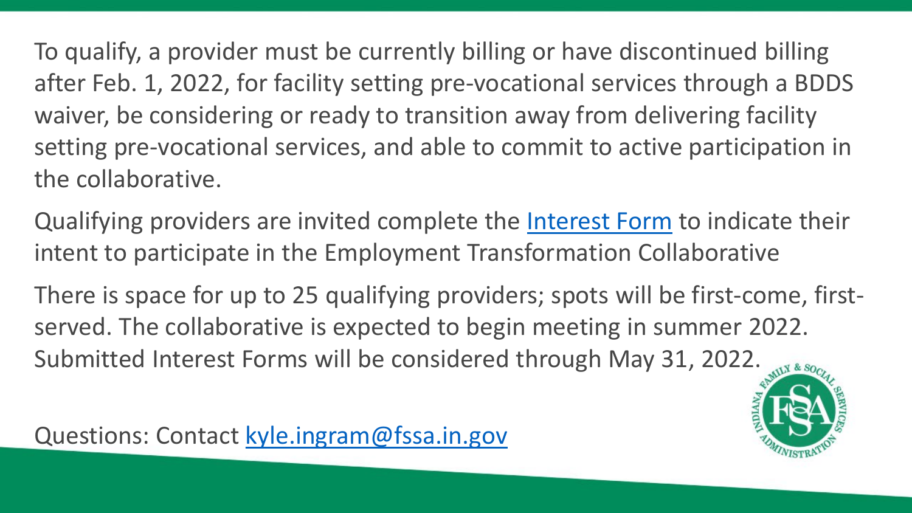To qualify, a provider must be currently billing or have discontinued billing after Feb. 1, 2022, for facility setting pre-vocational services through a BDDS waiver, be considering or ready to transition away from delivering facility setting pre-vocational services, and able to commit to active participation in the collaborative.

Qualifying providers are invited complete the [Interest Form] to indicate their intent to participate in the Employment Transformation Collaborative

There is space for up to 25 qualifying providers; spots will be first-come, first-served. The collaborative is expected to begin meeting in summer 2022. Submitted Interest Forms will be considered through May 31, 2022.

Questions: Contact kyle.ingram@fssa.in.gov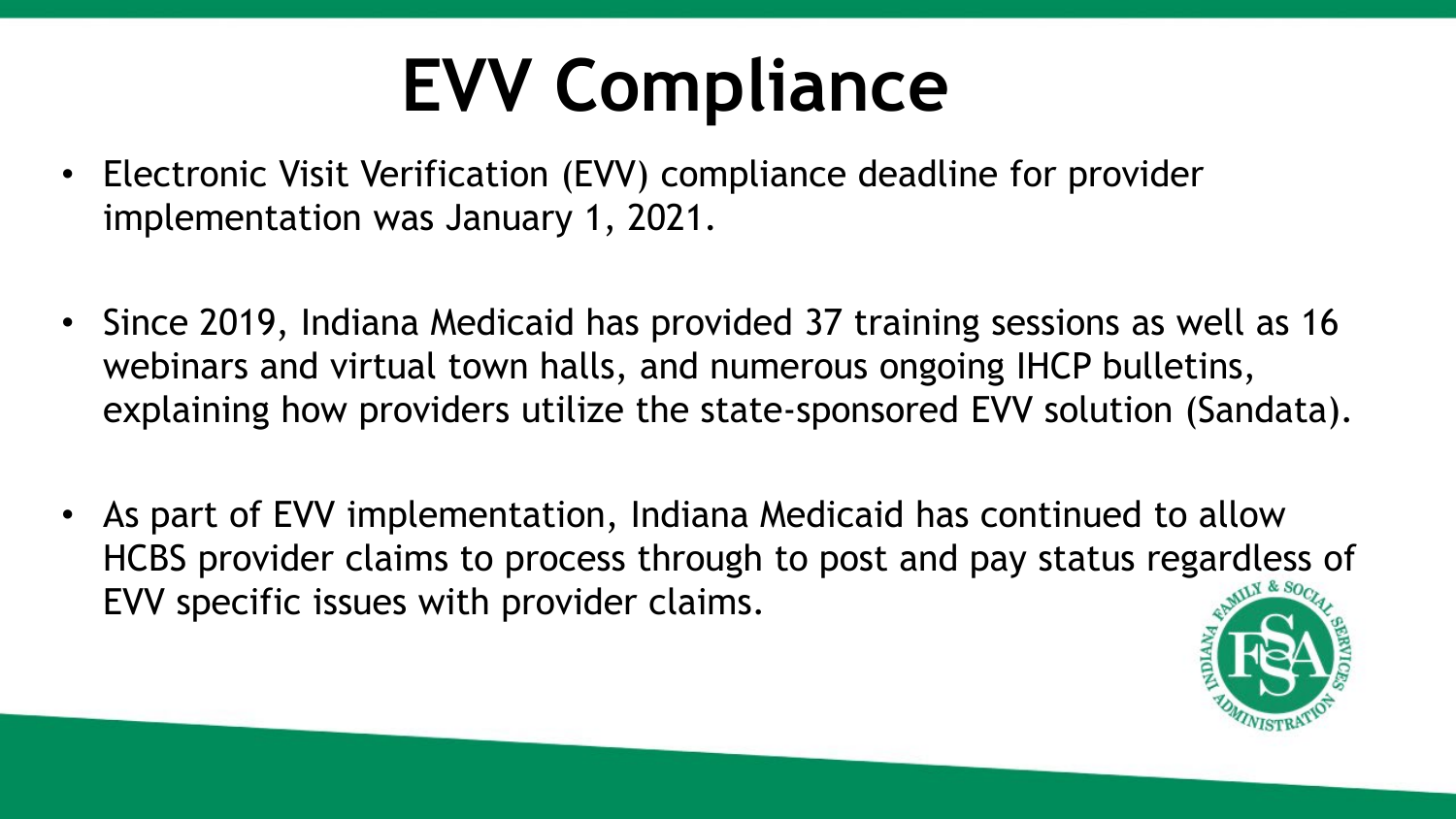# EVV Compliance

- Electronic Visit Verification (EVV) compliance deadline for provider implementation was January 1, 2021.

- Since 2019, Indiana Medicaid has provided 37 training sessions as well as 16 webinars and virtual town halls, and numerous ongoing IHCP bulletins, explaining how providers utilize the state-sponsored EVV solution (Sandata).

- As part of EVV implementation, Indiana Medicaid has continued to allow HCBS provider claims to process through to post and pay status regardless of EVV specific issues with provider claims.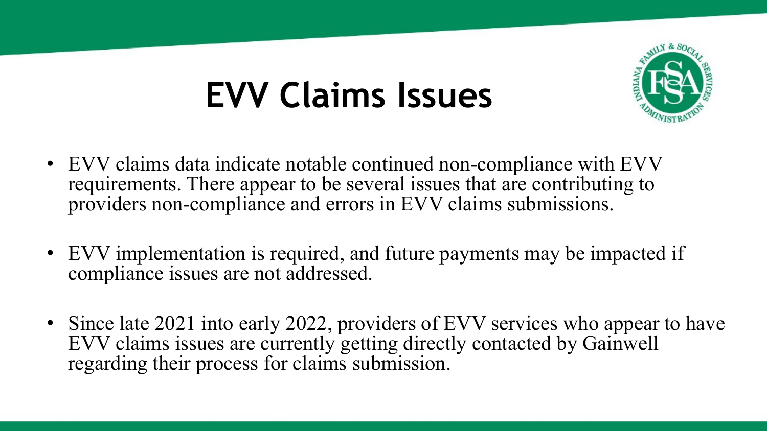# EVV Claims Issues

- EVV claims data indicate notable continued non-compliance with EVV requirements. There appear to be several issues that are contributing to providers non-compliance and errors in EVV claims submissions.

- EVV implementation is required, and future payments may be impacted if compliance issues are not addressed.

- Since late 2021 into early 2022, providers of EVV services who appear to have EVV claims issues are currently getting directly contacted by Gainwell regarding their process for claims submission.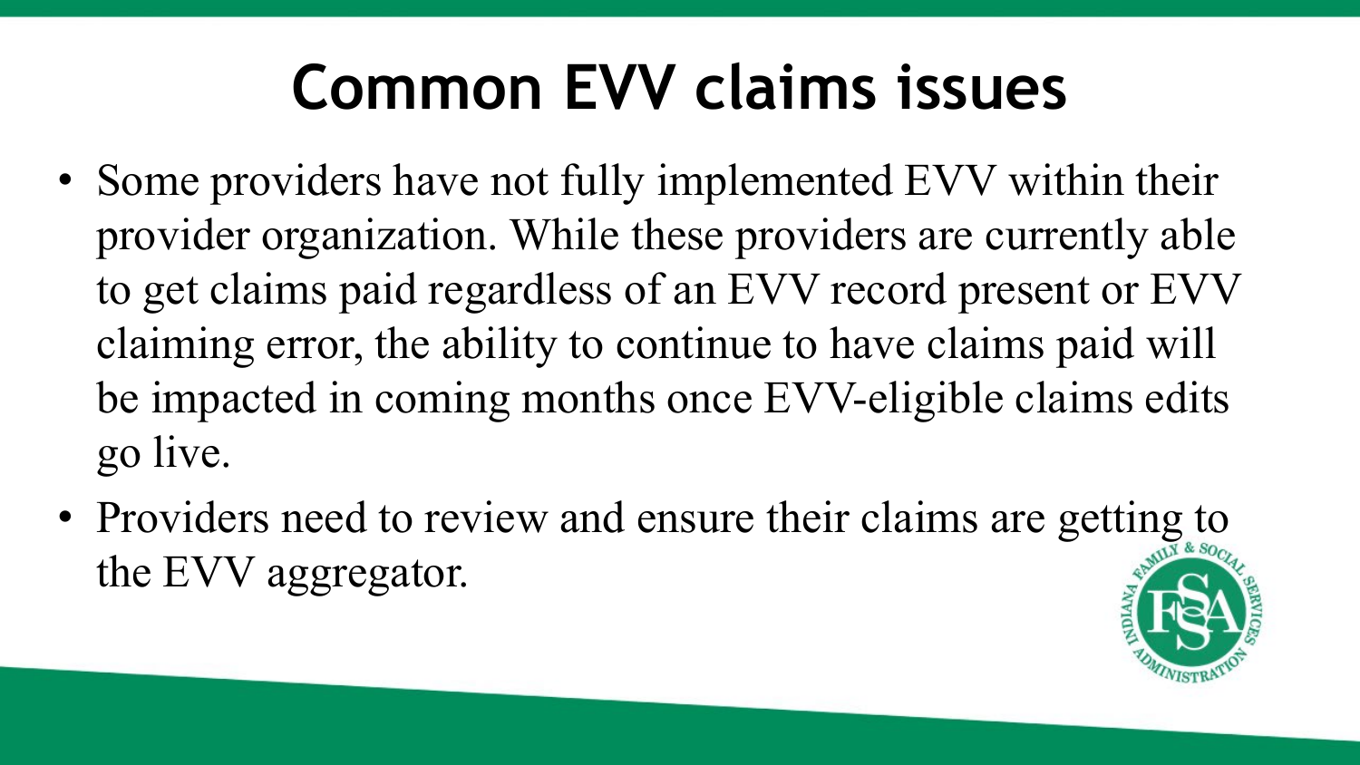# Common EVV claims issues

- Some providers have not fully implemented EVV within their provider organization. While these providers are currently able to get claims paid regardless of an EVV record present or EVV claiming error, the ability to continue to have claims paid will be impacted in coming months once EVV-eligible claims edits go live.
- Providers need to review and ensure their claims are getting to the EVV aggregator.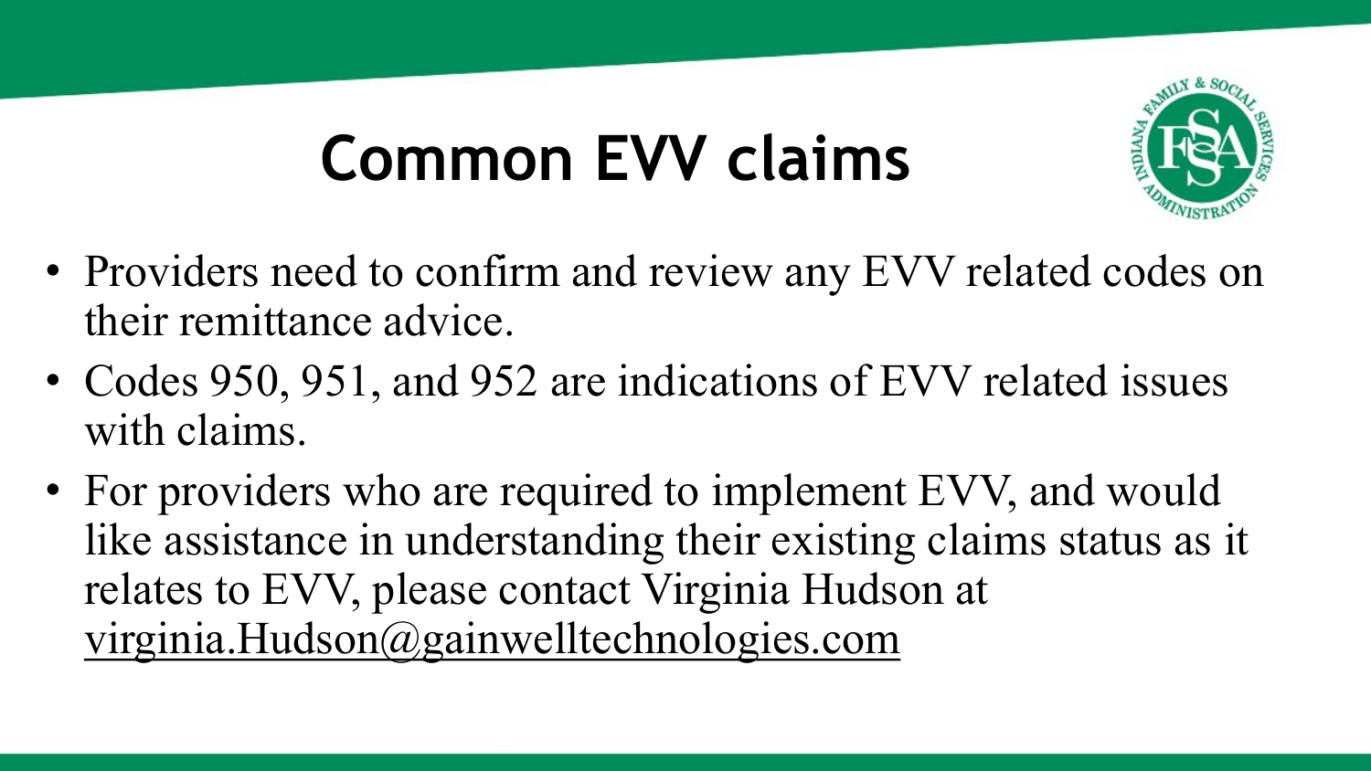# Common EVV claims

- Providers need to confirm and review any EVV related codes on their remittance advice.
- Codes 950, 951, and 952 are indications of EVV related issues with claims.
- For providers who are required to implement EVV, and would like assistance in understanding their existing claims status as it relates to EVV, please contact Virginia Hudson at virginia.Hudson@gainwelltechnologies.com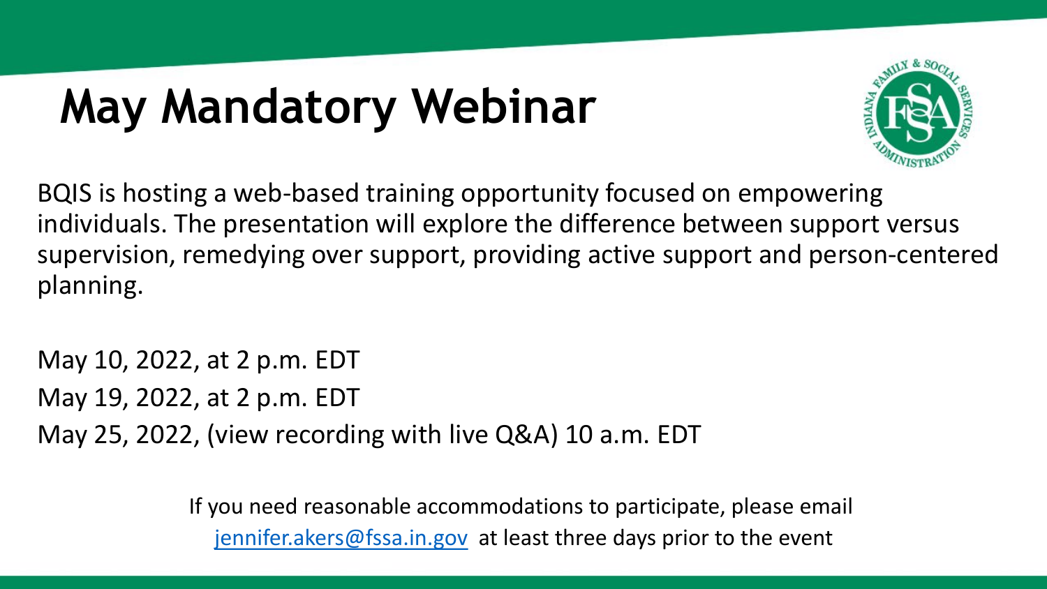# May Mandatory Webinar

BQIS is hosting a web-based training opportunity focused on empowering individuals. The presentation will explore the difference between support versus supervision, remedying over support, providing active support and person-centered planning.

May 10, 2022, at 2 p.m. EDT

May 19, 2022, at 2 p.m. EDT

May 25, 2022, (view recording with live Q&A) 10 a.m. EDT

If you need reasonable accommodations to participate, please email [jennifer.akers@fssa.in.gov](mailto:jennifer.akers@fssa.in.gov) at least three days prior to the event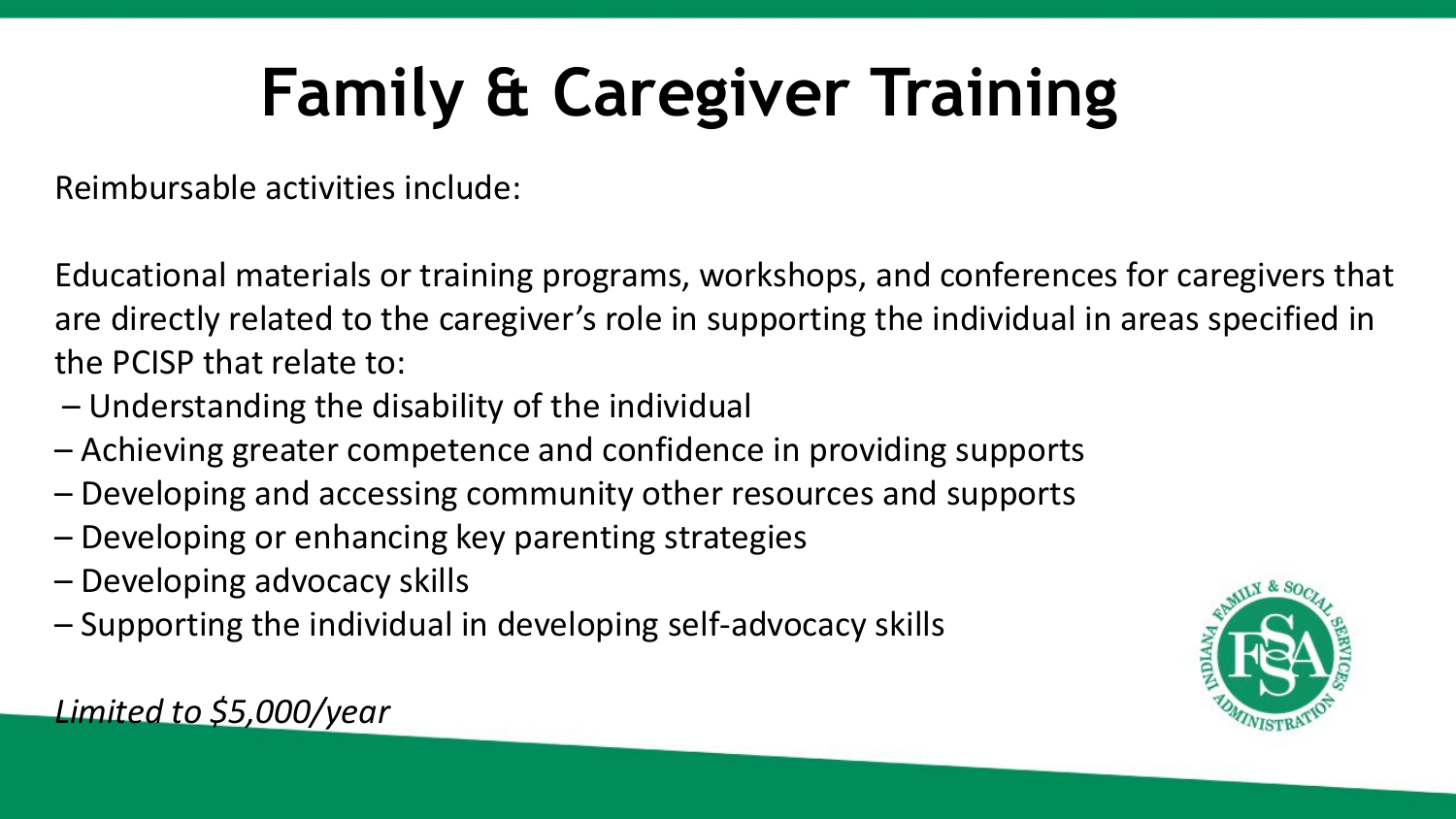# Family & Caregiver Training

Reimbursable activities include:

Educational materials or training programs, workshops, and conferences for caregivers that are directly related to the caregiver's role in supporting the individual in areas specified in the PCISP that relate to:

- Understanding the disability of the individual
- Achieving greater competence and confidence in providing supports
- Developing and accessing community other resources and supports
- Developing or enhancing key parenting strategies
- Developing advocacy skills
- Supporting the individual in developing self-advocacy skills

*Limited to $5,000/year*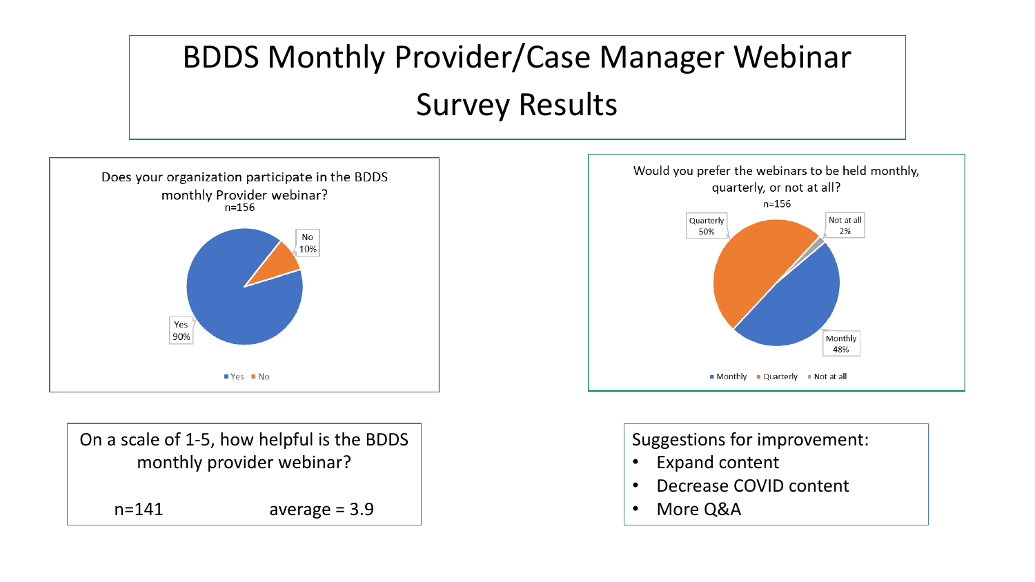# BDDS Monthly Provider/Case Manager Webinar Survey Results

**Does your organization participate in the BDDS monthly Provider webinar?**
n=156

| Response | Percent |
|---|---|
| Yes | 90% |
| No | 10% |

**Would you prefer the webinars to be held monthly, quarterly, or not at all?**
n=156

| Response | Percent |
|---|---|
| Monthly | 48% |
| Quarterly | 50% |
| Not at all | 2% |

**On a scale of 1-5, how helpful is the BDDS monthly provider webinar?**

n=141 average = 3.9

**Suggestions for improvement:**

- Expand content
- Decrease COVID content
- More Q&A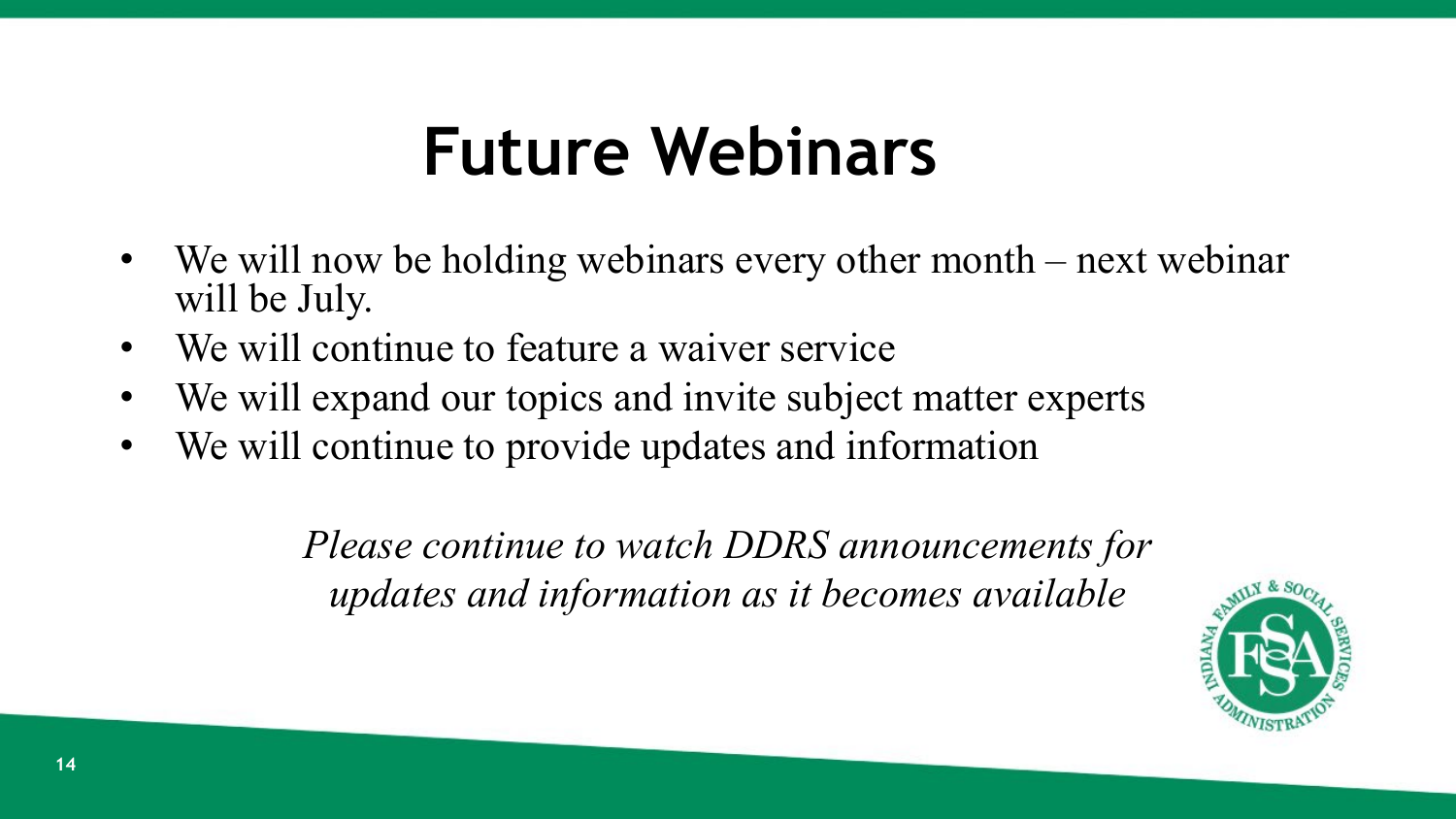# Future Webinars

- We will now be holding webinars every other month – next webinar will be July.
- We will continue to feature a waiver service
- We will expand our topics and invite subject matter experts
- We will continue to provide updates and information

*Please continue to watch DDRS announcements for updates and information as it becomes available*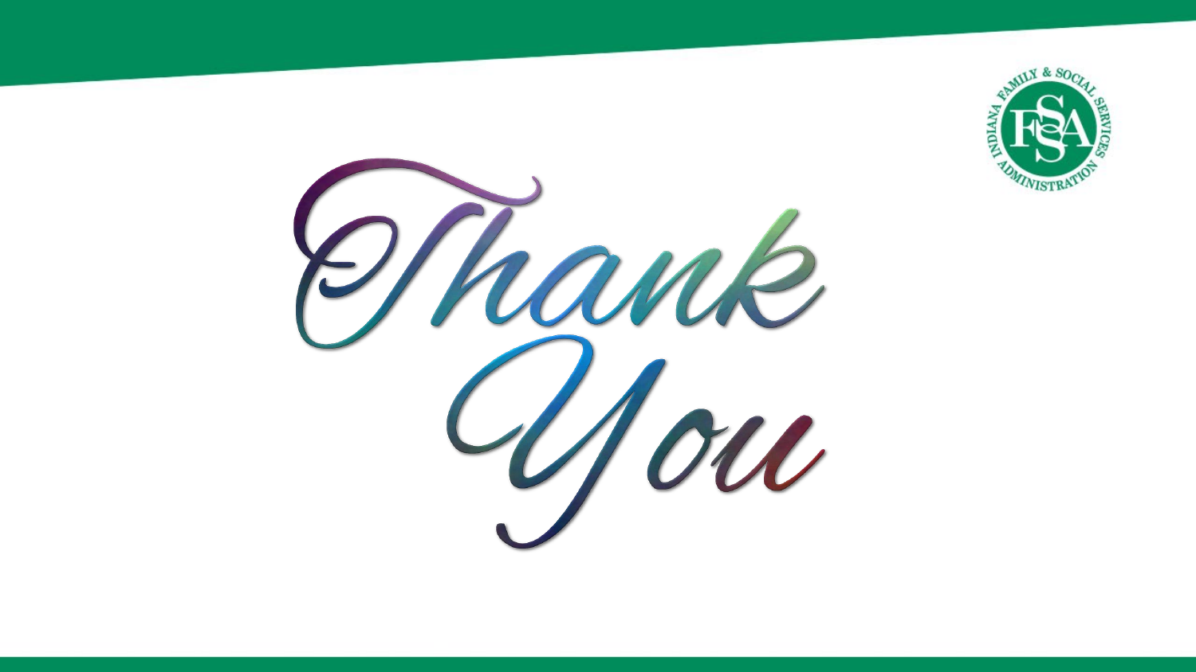# Thank You

INDIANA FAMILY & SOCIAL SERVICES ADMINISTRATION

FSSA